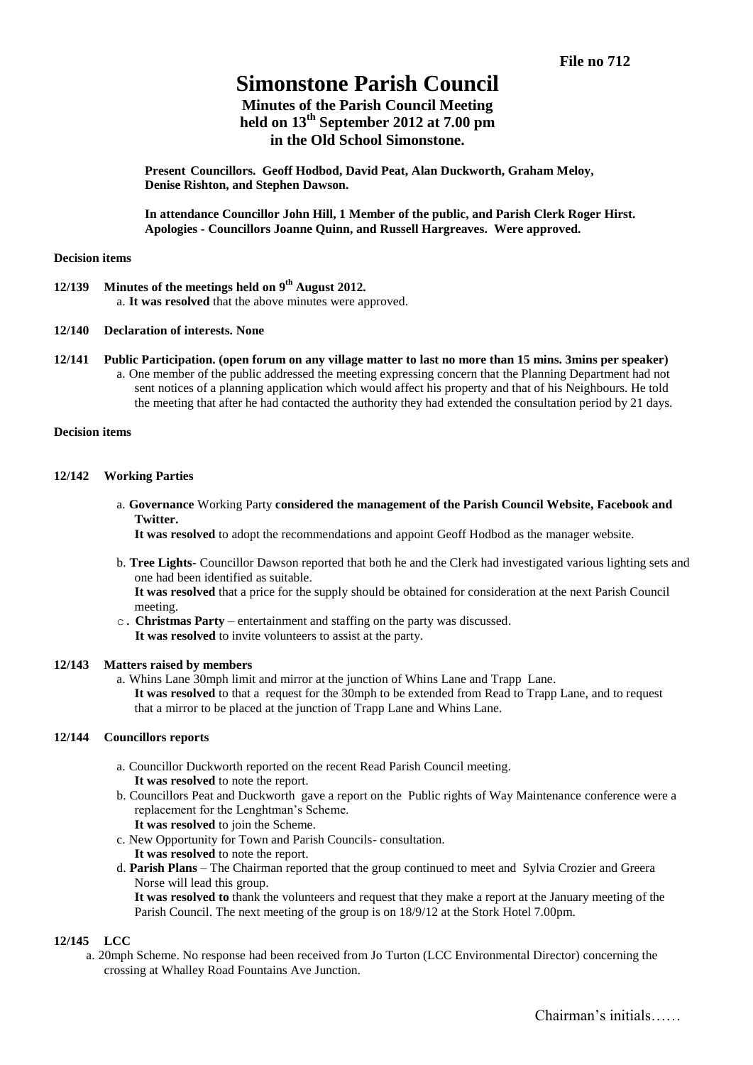**File no 712**

# Simonstone Parish Council

## Minutes of the Parish Council Meeting held on 13th September 2012 at 7.00 pm in the Old School Simonstone.

**Present Councillors. Geoff Hodbod, David Peat, Alan Duckworth, Graham Meloy, Denise Rishton, and Stephen Dawson.**

**In attendance Councillor John Hill, 1 Member of the public, and Parish Clerk Roger Hirst. Apologies - Councillors Joanne Quinn, and Russell Hargreaves. Were approved.**

**Decision items**

**12/139 Minutes of the meetings held on 9th August 2012.**

a. **It was resolved** that the above minutes were approved.

**12/140 Declaration of interests. None**

**12/141 Public Participation. (open forum on any village matter to last no more than 15 mins. 3mins per speaker)**

a. One member of the public addressed the meeting expressing concern that the Planning Department had not sent notices of a planning application which would affect his property and that of his Neighbours. He told the meeting that after he had contacted the authority they had extended the consultation period by 21 days.

**Decision items**

**12/142 Working Parties**

a. **Governance** Working Party **considered the management of the Parish Council Website, Facebook and Twitter.**
**It was resolved** to adopt the recommendations and appoint Geoff Hodbod as the manager website.

b. **Tree Lights**- Councillor Dawson reported that both he and the Clerk had investigated various lighting sets and one had been identified as suitable.
**It was resolved** that a price for the supply should be obtained for consideration at the next Parish Council meeting.

c. **Christmas Party** – entertainment and staffing on the party was discussed.
**It was resolved** to invite volunteers to assist at the party.

**12/143 Matters raised by members**

a. Whins Lane 30mph limit and mirror at the junction of Whins Lane and Trapp Lane.
**It was resolved** to that a request for the 30mph to be extended from Read to Trapp Lane, and to request that a mirror to be placed at the junction of Trapp Lane and Whins Lane.

**12/144 Councillors reports**

a. Councillor Duckworth reported on the recent Read Parish Council meeting.
**It was resolved** to note the report.

b. Councillors Peat and Duckworth gave a report on the Public rights of Way Maintenance conference were a replacement for the Lenghtman's Scheme.
**It was resolved** to join the Scheme.

c. New Opportunity for Town and Parish Councils- consultation.
**It was resolved** to note the report.

d. **Parish Plans** – The Chairman reported that the group continued to meet and Sylvia Crozier and Greera Norse will lead this group.
**It was resolved to** thank the volunteers and request that they make a report at the January meeting of the Parish Council. The next meeting of the group is on 18/9/12 at the Stork Hotel 7.00pm.

**12/145 LCC**

a. 20mph Scheme. No response had been received from Jo Turton (LCC Environmental Director) concerning the crossing at Whalley Road Fountains Ave Junction.

Chairman's initials……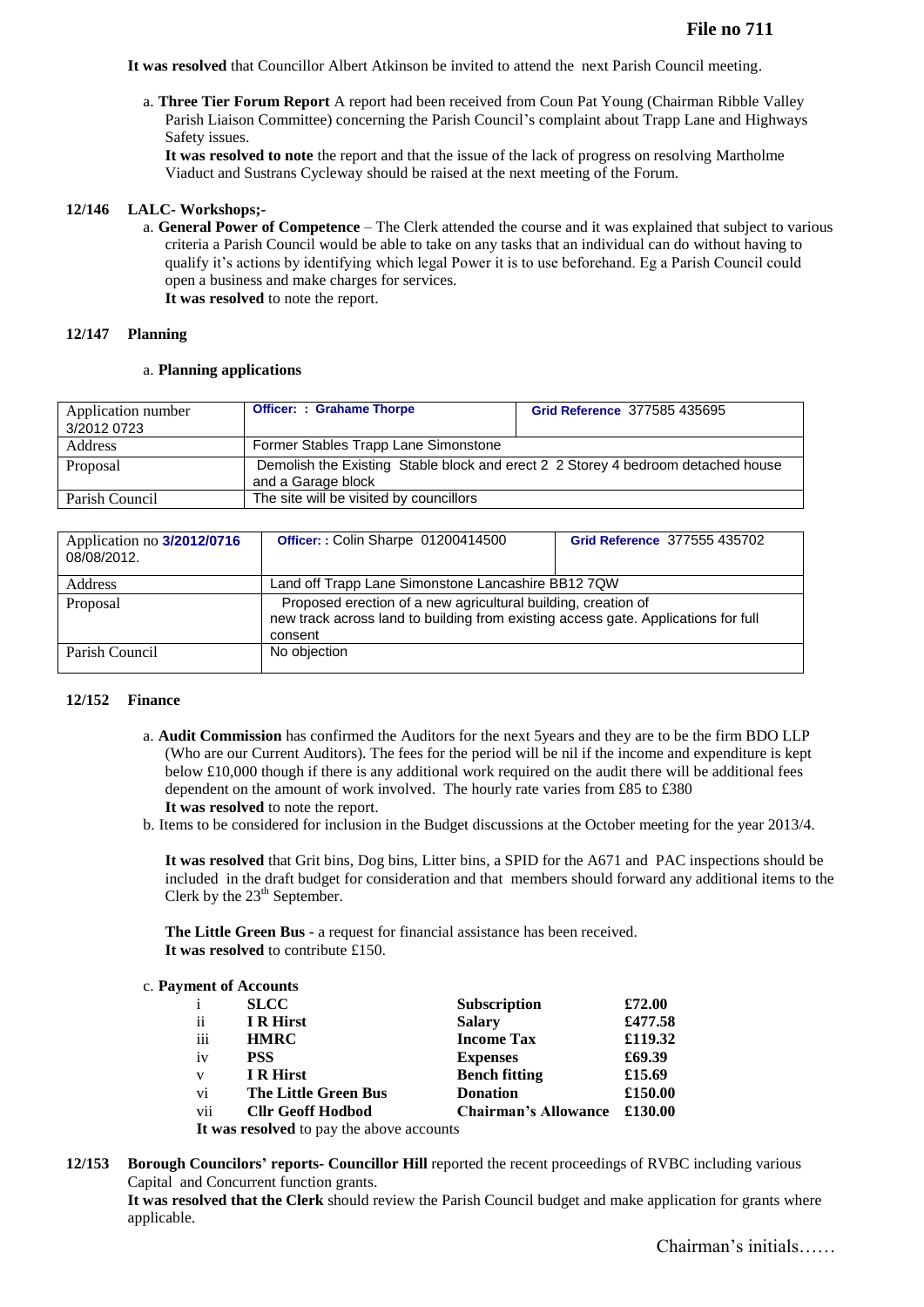**File no 711**

**It was resolved** that Councillor Albert Atkinson be invited to attend the next Parish Council meeting.

a. **Three Tier Forum Report** A report had been received from Coun Pat Young (Chairman Ribble Valley Parish Liaison Committee) concerning the Parish Council's complaint about Trapp Lane and Highways Safety issues.
   **It was resolved to note** the report and that the issue of the lack of progress on resolving Martholme Viaduct and Sustrans Cycleway should be raised at the next meeting of the Forum.

**12/146 LALC- Workshops;-**

a. **General Power of Competence** – The Clerk attended the course and it was explained that subject to various criteria a Parish Council would be able to take on any tasks that an individual can do without having to qualify it's actions by identifying which legal Power it is to use beforehand. Eg a Parish Council could open a business and make charges for services.
   **It was resolved** to note the report.

**12/147 Planning**

a. **Planning applications**

| Application number 3/2012 0723 | **Officer: : Grahame Thorpe** | **Grid Reference** 377585 435695 |
|---|---|---|
| Address | Former Stables Trapp Lane Simonstone | |
| Proposal | Demolish the Existing Stable block and erect 2 2 Storey 4 bedroom detached house and a Garage block | |
| Parish Council | The site will be visited by councillors | |

| Application no **3/2012/0716** 08/08/2012. | **Officer: :** Colin Sharpe 01200414500 | **Grid Reference** 377555 435702 |
|---|---|---|
| Address | Land off Trapp Lane Simonstone Lancashire BB12 7QW | |
| Proposal | Proposed erection of a new agricultural building, creation of new track across land to building from existing access gate. Applications for full consent | |
| Parish Council | No objection | |

**12/152 Finance**

a. **Audit Commission** has confirmed the Auditors for the next 5years and they are to be the firm BDO LLP (Who are our Current Auditors). The fees for the period will be nil if the income and expenditure is kept below £10,000 though if there is any additional work required on the audit there will be additional fees dependent on the amount of work involved. The hourly rate varies from £85 to £380
   **It was resolved** to note the report.

b. Items to be considered for inclusion in the Budget discussions at the October meeting for the year 2013/4.

   **It was resolved** that Grit bins, Dog bins, Litter bins, a SPID for the A671 and PAC inspections should be included in the draft budget for consideration and that members should forward any additional items to the Clerk by the 23th September.

   **The Little Green Bus** - a request for financial assistance has been received.
   **It was resolved** to contribute £150.

c. **Payment of Accounts**

| | | | |
|---|---|---|---|
| i | **SLCC** | **Subscription** | **£72.00** |
| ii | **I R Hirst** | **Salary** | **£477.58** |
| iii | **HMRC** | **Income Tax** | **£119.32** |
| iv | **PSS** | **Expenses** | **£69.39** |
| v | **I R Hirst** | **Bench fitting** | **£15.69** |
| vi | **The Little Green Bus** | **Donation** | **£150.00** |
| vii | **Cllr Geoff Hodbod** | **Chairman's Allowance** | **£130.00** |

**It was resolved** to pay the above accounts

**12/153 Borough Councilors' reports- Councillor Hill** reported the recent proceedings of RVBC including various Capital and Concurrent function grants.
**It was resolved that the Clerk** should review the Parish Council budget and make application for grants where applicable.

Chairman's initials……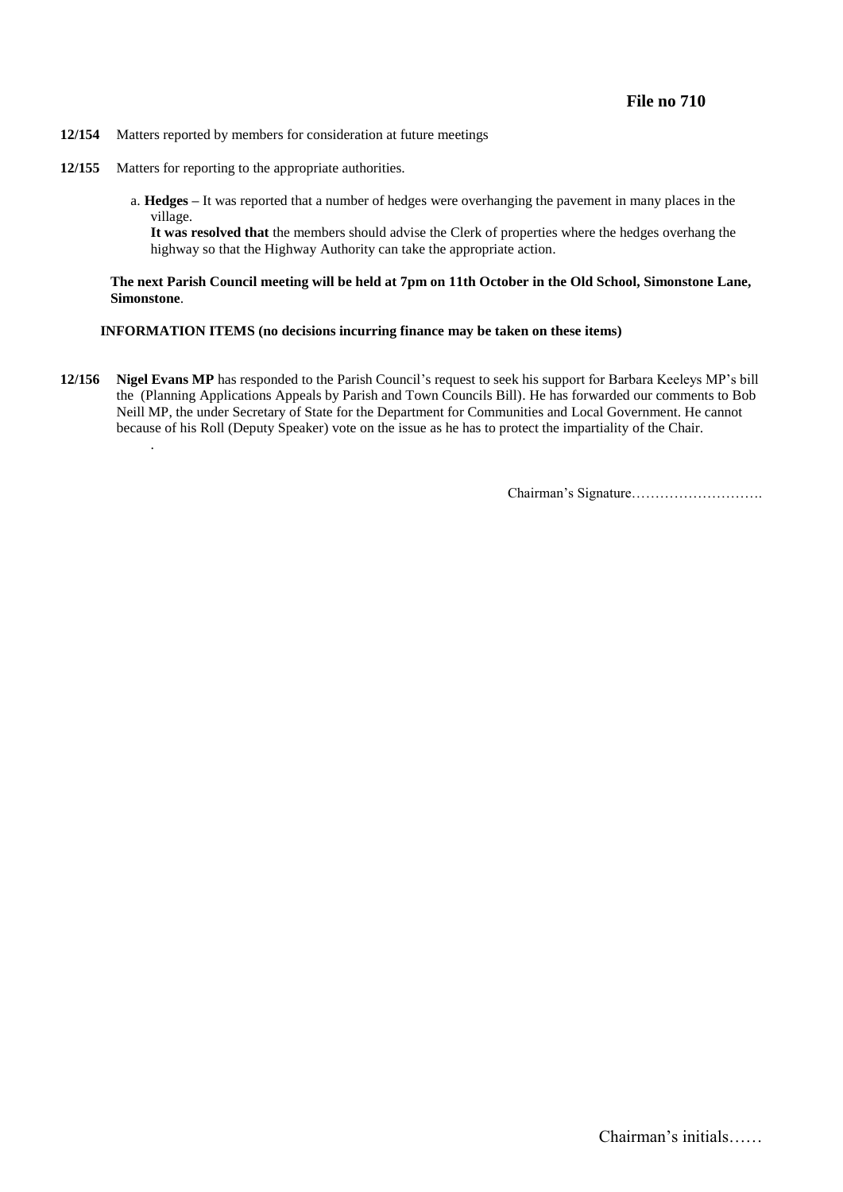**File no 710**

**12/154** Matters reported by members for consideration at future meetings

**12/155** Matters for reporting to the appropriate authorities.

a. **Hedges –** It was reported that a number of hedges were overhanging the pavement in many places in the village.
   **It was resolved that** the members should advise the Clerk of properties where the hedges overhang the highway so that the Highway Authority can take the appropriate action.

**The next Parish Council meeting will be held at 7pm on 11th October in the Old School, Simonstone Lane, Simonstone**.

**INFORMATION ITEMS (no decisions incurring finance may be taken on these items)**

**12/156** **Nigel Evans MP** has responded to the Parish Council's request to seek his support for Barbara Keeleys MP's bill the (Planning Applications Appeals by Parish and Town Councils Bill). He has forwarded our comments to Bob Neill MP, the under Secretary of State for the Department for Communities and Local Government. He cannot because of his Roll (Deputy Speaker) vote on the issue as he has to protect the impartiality of the Chair.

.

Chairman's Signature……………………….

Chairman's initials……